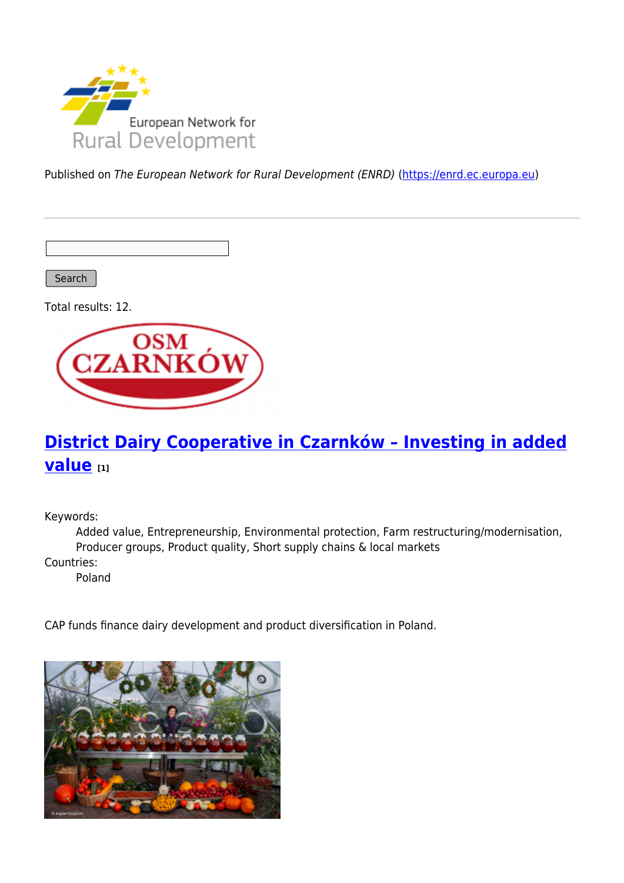Published on *The European Network for Rural Development (ENRD)* (https://enrd.ec.europa.eu)

Search

Total results: 12.

## District Dairy Cooperative in Czarnków – Investing in added value [1]

Keywords:
: Added value, Entrepreneurship, Environmental protection, Farm restructuring/modernisation, Producer groups, Product quality, Short supply chains & local markets

Countries:
: Poland

CAP funds finance dairy development and product diversification in Poland.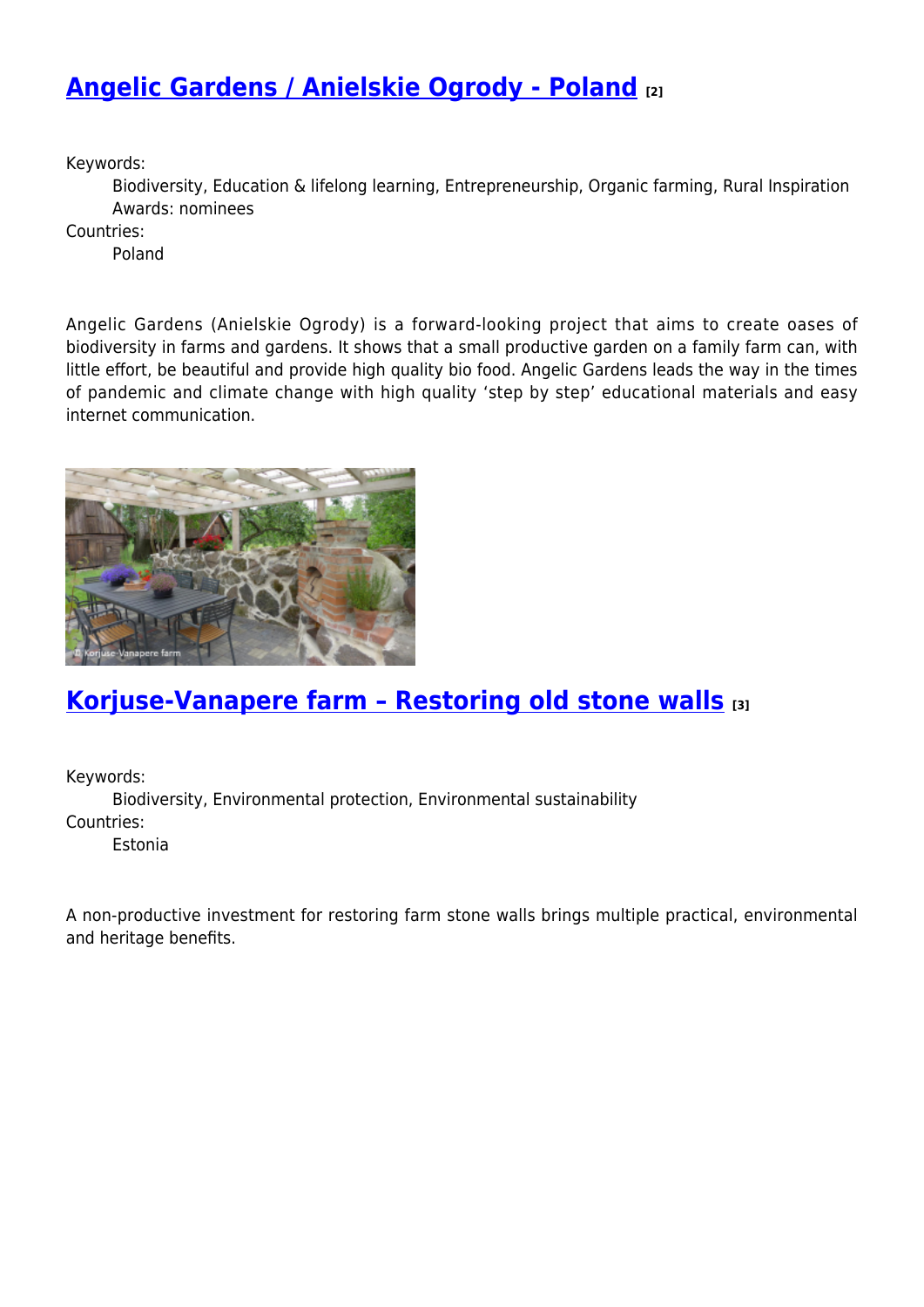## Angelic Gardens / Anielskie Ogrody - Poland [2]

Keywords:

Biodiversity, Education & lifelong learning, Entrepreneurship, Organic farming, Rural Inspiration Awards: nominees

Countries:

Poland

Angelic Gardens (Anielskie Ogrody) is a forward-looking project that aims to create oases of biodiversity in farms and gardens. It shows that a small productive garden on a family farm can, with little effort, be beautiful and provide high quality bio food. Angelic Gardens leads the way in the times of pandemic and climate change with high quality 'step by step' educational materials and easy internet communication.

## Korjuse-Vanapere farm – Restoring old stone walls [3]

Keywords:

Biodiversity, Environmental protection, Environmental sustainability

Countries:

Estonia

A non-productive investment for restoring farm stone walls brings multiple practical, environmental and heritage benefits.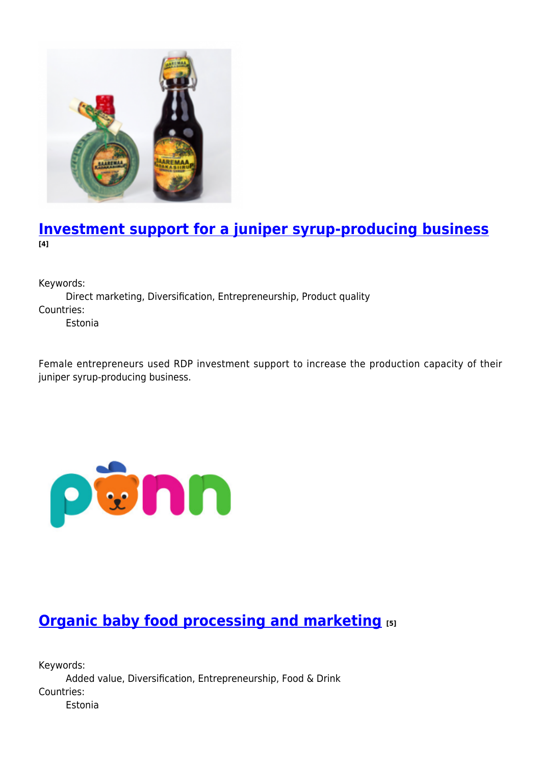## Investment support for a juniper syrup-producing business [4]

Keywords:
Direct marketing, Diversification, Entrepreneurship, Product quality
Countries:
Estonia

Female entrepreneurs used RDP investment support to increase the production capacity of their juniper syrup-producing business.

## Organic baby food processing and marketing [5]

Keywords:
Added value, Diversification, Entrepreneurship, Food & Drink
Countries:
Estonia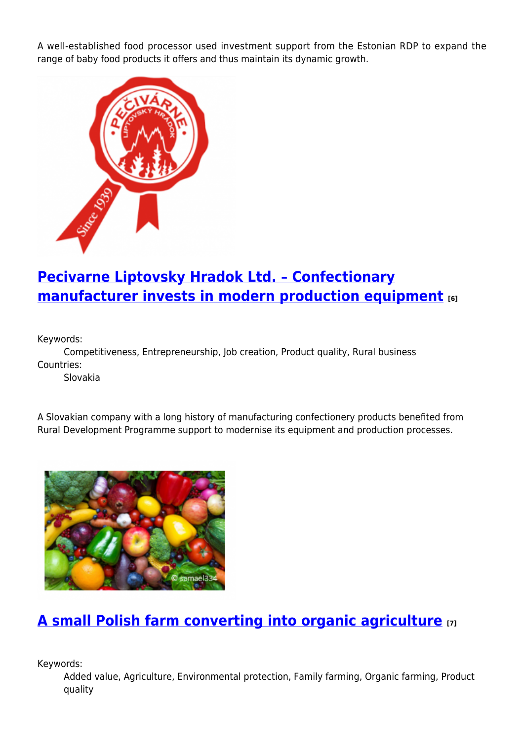A well-established food processor used investment support from the Estonian RDP to expand the range of baby food products it offers and thus maintain its dynamic growth.

## Pecivarne Liptovsky Hradok Ltd. – Confectionary manufacturer invests in modern production equipment [6]

Keywords:
Competitiveness, Entrepreneurship, Job creation, Product quality, Rural business

Countries:
Slovakia

A Slovakian company with a long history of manufacturing confectionery products benefited from Rural Development Programme support to modernise its equipment and production processes.

## A small Polish farm converting into organic agriculture [7]

Keywords:
Added value, Agriculture, Environmental protection, Family farming, Organic farming, Product quality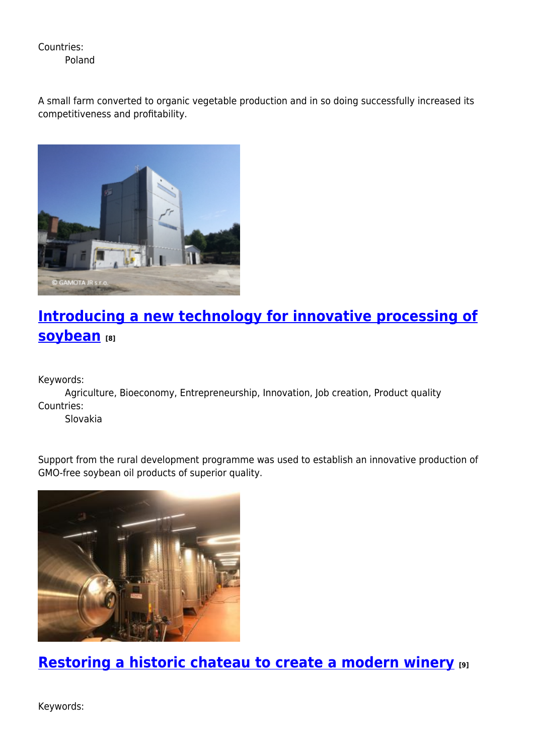Countries:
	Poland

A small farm converted to organic vegetable production and in so doing successfully increased its competitiveness and profitability.

## Introducing a new technology for innovative processing of soybean [8]

Keywords:
	Agriculture, Bioeconomy, Entrepreneurship, Innovation, Job creation, Product quality
Countries:
	Slovakia

Support from the rural development programme was used to establish an innovative production of GMO-free soybean oil products of superior quality.

## Restoring a historic chateau to create a modern winery [9]

Keywords: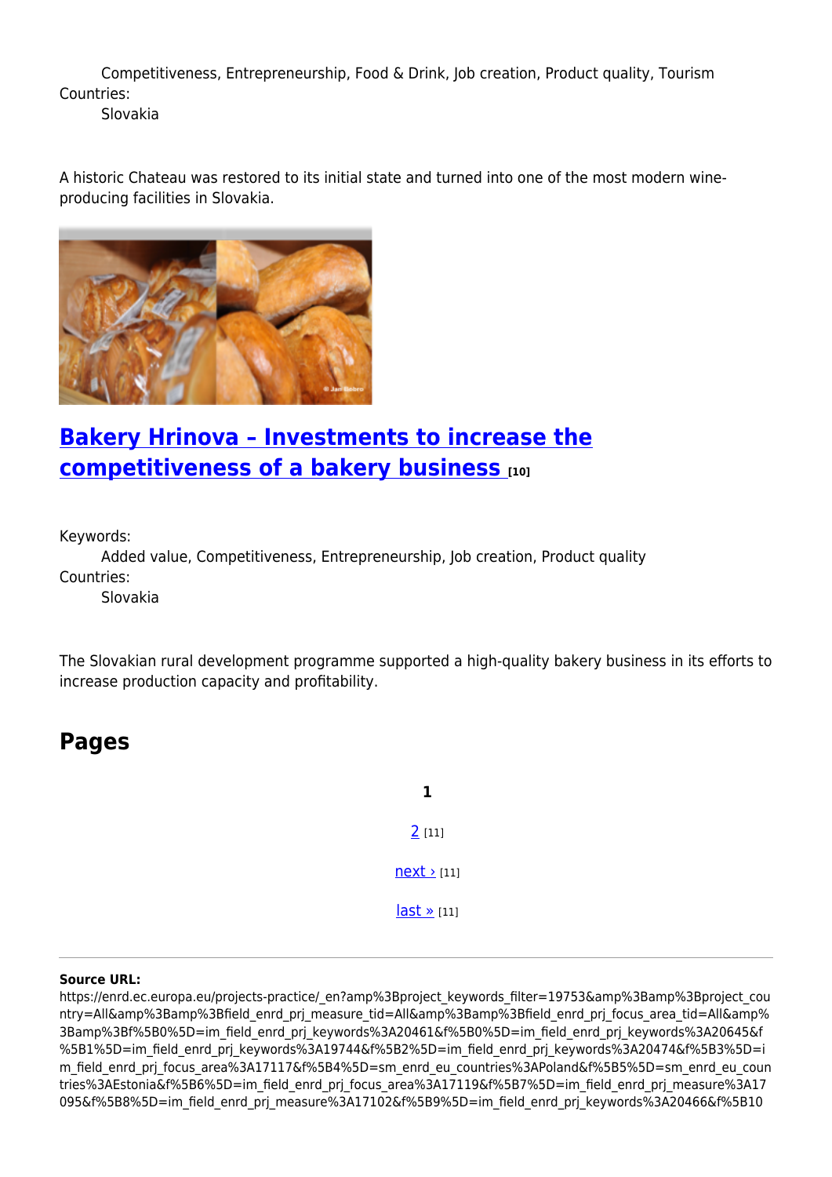Competitiveness, Entrepreneurship, Food & Drink, Job creation, Product quality, Tourism

Countries:

Slovakia

A historic Chateau was restored to its initial state and turned into one of the most modern wine-producing facilities in Slovakia.

## Bakery Hrinova – Investments to increase the competitiveness of a bakery business [10]

Keywords:

Added value, Competitiveness, Entrepreneurship, Job creation, Product quality

Countries:

Slovakia

The Slovakian rural development programme supported a high-quality bakery business in its efforts to increase production capacity and profitability.

## Pages

**1**

2 [11]

next › [11]

last » [11]

**Source URL:** https://enrd.ec.europa.eu/projects-practice/_en?amp%3Bproject_keywords_filter=19753&amp%3Bamp%3Bproject_country=All&amp%3Bamp%3Bfield_enrd_prj_measure_tid=All&amp%3Bamp%3Bfield_enrd_prj_focus_area_tid=All&amp%3Bamp%3Bf%5B0%5D=im_field_enrd_prj_keywords%3A20461&f%5B0%5D=im_field_enrd_prj_keywords%3A20645&f%5B1%5D=im_field_enrd_prj_keywords%3A19744&f%5B2%5D=im_field_enrd_prj_keywords%3A20474&f%5B3%5D=im_field_enrd_prj_focus_area%3A17117&f%5B4%5D=sm_enrd_eu_countries%3APoland&f%5B5%5D=sm_enrd_eu_countries%3AEstonia&f%5B6%5D=im_field_enrd_prj_focus_area%3A17119&f%5B7%5D=im_field_enrd_prj_measure%3A17095&f%5B8%5D=im_field_enrd_prj_measure%3A17102&f%5B9%5D=im_field_enrd_prj_keywords%3A20466&f%5B10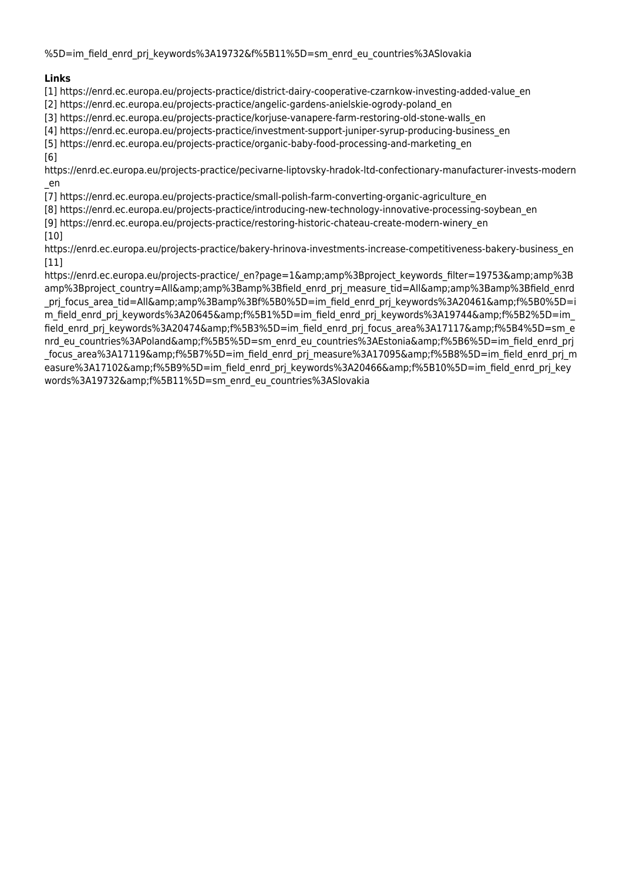%5D=im_field_enrd_prj_keywords%3A19732&f%5B11%5D=sm_enrd_eu_countries%3ASlovakia

**Links**

[1] https://enrd.ec.europa.eu/projects-practice/district-dairy-cooperative-czarnkow-investing-added-value_en
[2] https://enrd.ec.europa.eu/projects-practice/angelic-gardens-anielskie-ogrody-poland_en
[3] https://enrd.ec.europa.eu/projects-practice/korjuse-vanapere-farm-restoring-old-stone-walls_en
[4] https://enrd.ec.europa.eu/projects-practice/investment-support-juniper-syrup-producing-business_en
[5] https://enrd.ec.europa.eu/projects-practice/organic-baby-food-processing-and-marketing_en
[6] https://enrd.ec.europa.eu/projects-practice/pecivarne-liptovsky-hradok-ltd-confectionary-manufacturer-invests-modern_en
[7] https://enrd.ec.europa.eu/projects-practice/small-polish-farm-converting-organic-agriculture_en
[8] https://enrd.ec.europa.eu/projects-practice/introducing-new-technology-innovative-processing-soybean_en
[9] https://enrd.ec.europa.eu/projects-practice/restoring-historic-chateau-create-modern-winery_en
[10] https://enrd.ec.europa.eu/projects-practice/bakery-hrinova-investments-increase-competitiveness-bakery-business_en
[11] https://enrd.ec.europa.eu/projects-practice/_en?page=1&amp;amp%3Bproject_keywords_filter=19753&amp;amp%3Bamp%3Bproject_country=All&amp;amp%3Bamp%3Bfield_enrd_prj_measure_tid=All&amp;amp%3Bamp%3Bfield_enrd_prj_focus_area_tid=All&amp;amp%3Bamp%3Bf%5B0%5D=im_field_enrd_prj_keywords%3A20461&amp;f%5B0%5D=im_field_enrd_prj_keywords%3A20645&amp;f%5B1%5D=im_field_enrd_prj_keywords%3A19744&amp;f%5B2%5D=im_field_enrd_prj_keywords%3A20474&amp;f%5B3%5D=im_field_enrd_prj_focus_area%3A17117&amp;f%5B4%5D=sm_enrd_eu_countries%3APoland&amp;f%5B5%5D=sm_enrd_eu_countries%3AEstonia&amp;f%5B6%5D=im_field_enrd_prj_focus_area%3A17119&amp;f%5B7%5D=im_field_enrd_prj_measure%3A17095&amp;f%5B8%5D=im_field_enrd_prj_measure%3A17102&amp;f%5B9%5D=im_field_enrd_prj_keywords%3A20466&amp;f%5B10%5D=im_field_enrd_prj_keywords%3A19732&amp;f%5B11%5D=sm_enrd_eu_countries%3ASlovakia